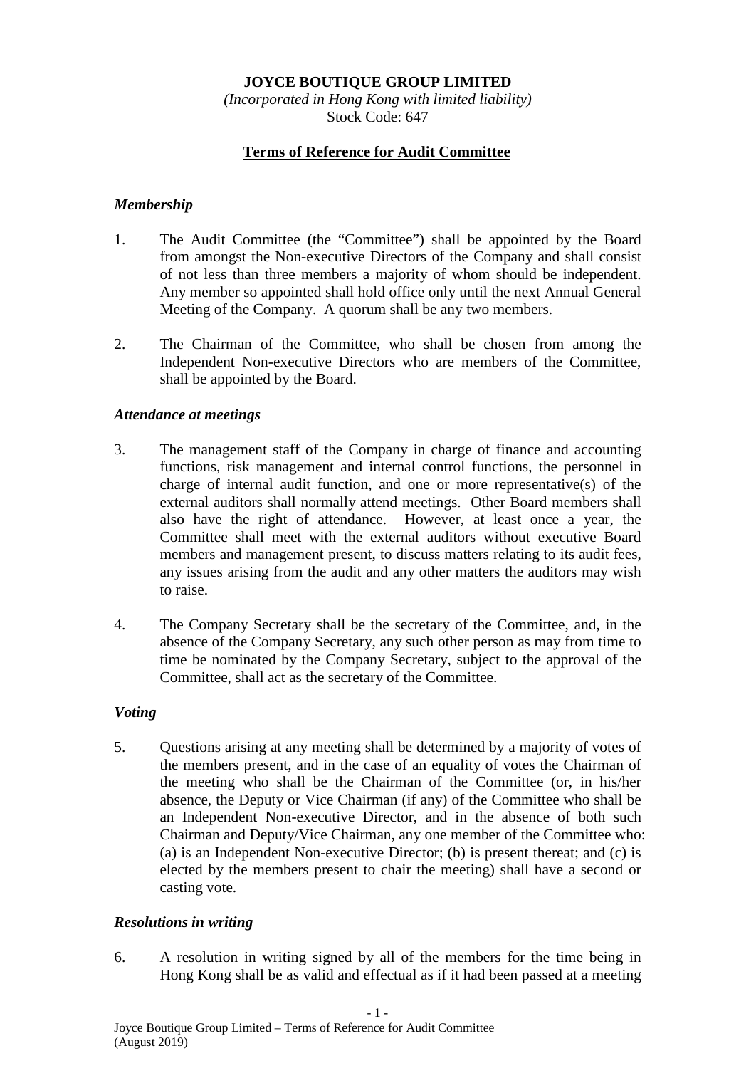**JOYCE BOUTIQUE GROUP LIMITED**

*(Incorporated in Hong Kong with limited liability)*

Stock Code: 647

# Terms of Reference for Audit Committee

### *Membership*

1. The Audit Committee (the "Committee") shall be appointed by the Board from amongst the Non-executive Directors of the Company and shall consist of not less than three members a majority of whom should be independent. Any member so appointed shall hold office only until the next Annual General Meeting of the Company. A quorum shall be any two members.

2. The Chairman of the Committee, who shall be chosen from among the Independent Non-executive Directors who are members of the Committee, shall be appointed by the Board.

### *Attendance at meetings*

3. The management staff of the Company in charge of finance and accounting functions, risk management and internal control functions, the personnel in charge of internal audit function, and one or more representative(s) of the external auditors shall normally attend meetings. Other Board members shall also have the right of attendance. However, at least once a year, the Committee shall meet with the external auditors without executive Board members and management present, to discuss matters relating to its audit fees, any issues arising from the audit and any other matters the auditors may wish to raise.

4. The Company Secretary shall be the secretary of the Committee, and, in the absence of the Company Secretary, any such other person as may from time to time be nominated by the Company Secretary, subject to the approval of the Committee, shall act as the secretary of the Committee.

### *Voting*

5. Questions arising at any meeting shall be determined by a majority of votes of the members present, and in the case of an equality of votes the Chairman of the meeting who shall be the Chairman of the Committee (or, in his/her absence, the Deputy or Vice Chairman (if any) of the Committee who shall be an Independent Non-executive Director, and in the absence of both such Chairman and Deputy/Vice Chairman, any one member of the Committee who: (a) is an Independent Non-executive Director; (b) is present thereat; and (c) is elected by the members present to chair the meeting) shall have a second or casting vote.

### *Resolutions in writing*

6. A resolution in writing signed by all of the members for the time being in Hong Kong shall be as valid and effectual as if it had been passed at a meeting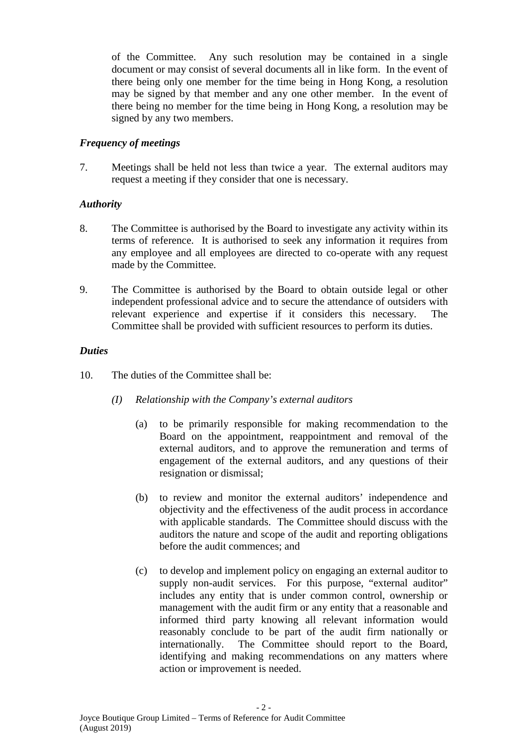of the Committee. Any such resolution may be contained in a single document or may consist of several documents all in like form. In the event of there being only one member for the time being in Hong Kong, a resolution may be signed by that member and any one other member. In the event of there being no member for the time being in Hong Kong, a resolution may be signed by any two members.

### *Frequency of meetings*

7. Meetings shall be held not less than twice a year. The external auditors may request a meeting if they consider that one is necessary.

### *Authority*

8. The Committee is authorised by the Board to investigate any activity within its terms of reference. It is authorised to seek any information it requires from any employee and all employees are directed to co-operate with any request made by the Committee.

9. The Committee is authorised by the Board to obtain outside legal or other independent professional advice and to secure the attendance of outsiders with relevant experience and expertise if it considers this necessary. The Committee shall be provided with sufficient resources to perform its duties.

### *Duties*

10. The duties of the Committee shall be:

    *(I) Relationship with the Company's external auditors*

    (a) to be primarily responsible for making recommendation to the Board on the appointment, reappointment and removal of the external auditors, and to approve the remuneration and terms of engagement of the external auditors, and any questions of their resignation or dismissal;

    (b) to review and monitor the external auditors' independence and objectivity and the effectiveness of the audit process in accordance with applicable standards. The Committee should discuss with the auditors the nature and scope of the audit and reporting obligations before the audit commences; and

    (c) to develop and implement policy on engaging an external auditor to supply non-audit services. For this purpose, "external auditor" includes any entity that is under common control, ownership or management with the audit firm or any entity that a reasonable and informed third party knowing all relevant information would reasonably conclude to be part of the audit firm nationally or internationally. The Committee should report to the Board, identifying and making recommendations on any matters where action or improvement is needed.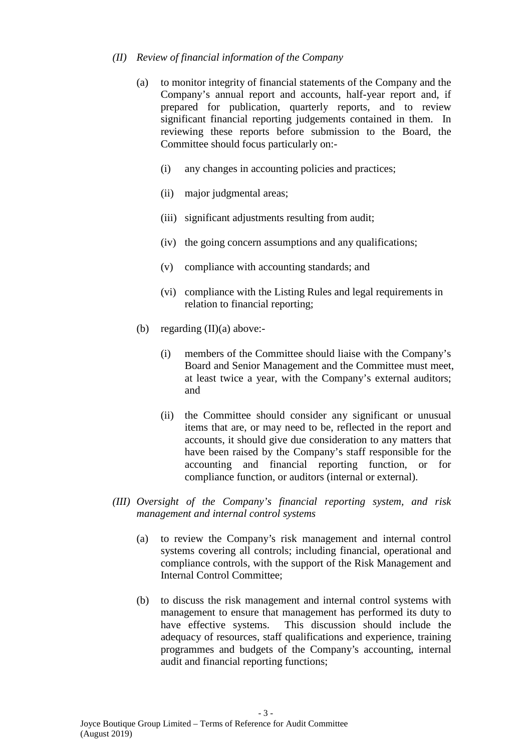*(II) Review of financial information of the Company*

(a) to monitor integrity of financial statements of the Company and the Company's annual report and accounts, half-year report and, if prepared for publication, quarterly reports, and to review significant financial reporting judgements contained in them. In reviewing these reports before submission to the Board, the Committee should focus particularly on:-

   (i) any changes in accounting policies and practices;

   (ii) major judgmental areas;

   (iii) significant adjustments resulting from audit;

   (iv) the going concern assumptions and any qualifications;

   (v) compliance with accounting standards; and

   (vi) compliance with the Listing Rules and legal requirements in relation to financial reporting;

(b) regarding (II)(a) above:-

   (i) members of the Committee should liaise with the Company's Board and Senior Management and the Committee must meet, at least twice a year, with the Company's external auditors; and

   (ii) the Committee should consider any significant or unusual items that are, or may need to be, reflected in the report and accounts, it should give due consideration to any matters that have been raised by the Company's staff responsible for the accounting and financial reporting function, or for compliance function, or auditors (internal or external).

*(III) Oversight of the Company's financial reporting system, and risk management and internal control systems*

(a) to review the Company's risk management and internal control systems covering all controls; including financial, operational and compliance controls, with the support of the Risk Management and Internal Control Committee;

(b) to discuss the risk management and internal control systems with management to ensure that management has performed its duty to have effective systems. This discussion should include the adequacy of resources, staff qualifications and experience, training programmes and budgets of the Company's accounting, internal audit and financial reporting functions;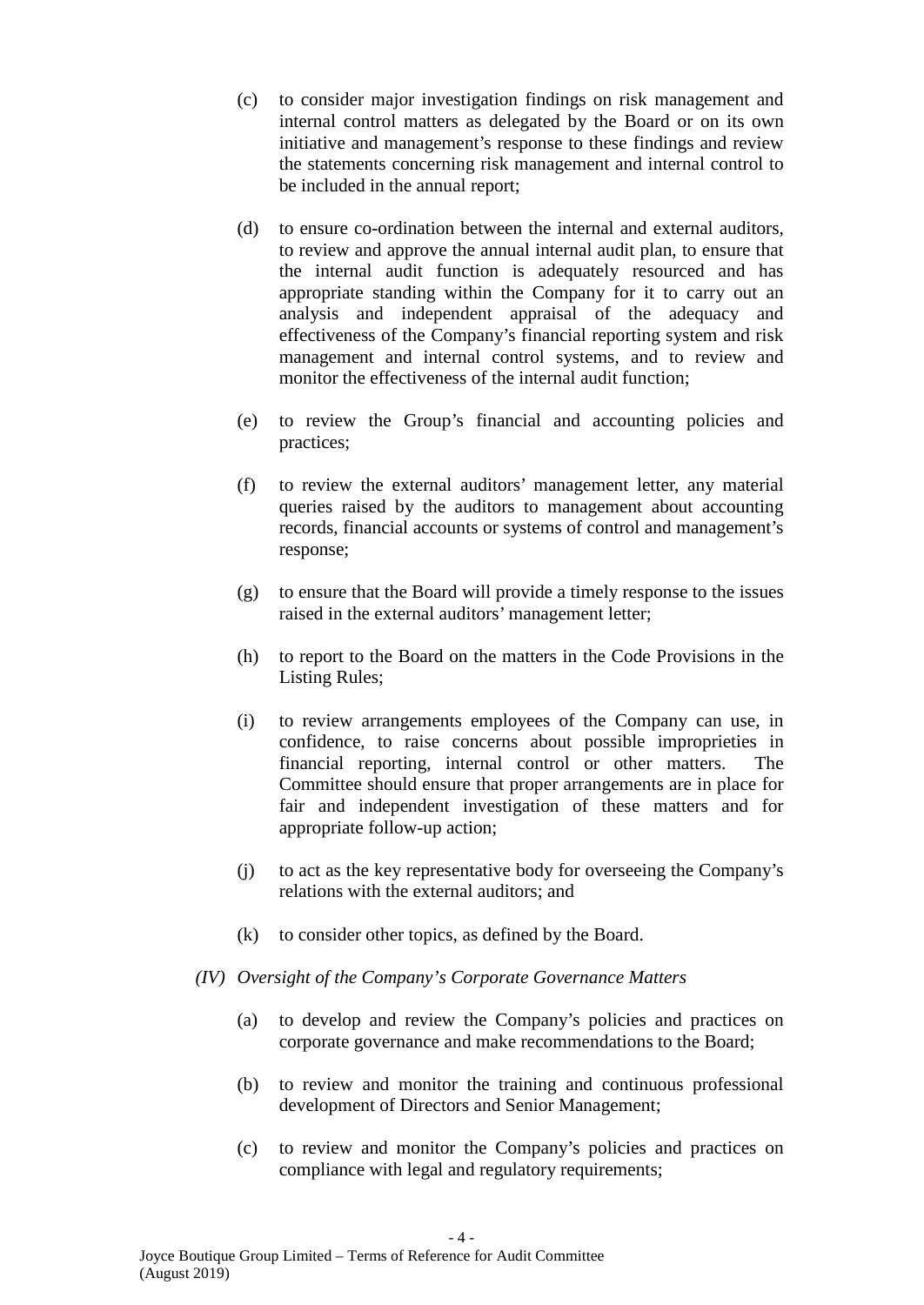(c) to consider major investigation findings on risk management and internal control matters as delegated by the Board or on its own initiative and management's response to these findings and review the statements concerning risk management and internal control to be included in the annual report;

(d) to ensure co-ordination between the internal and external auditors, to review and approve the annual internal audit plan, to ensure that the internal audit function is adequately resourced and has appropriate standing within the Company for it to carry out an analysis and independent appraisal of the adequacy and effectiveness of the Company's financial reporting system and risk management and internal control systems, and to review and monitor the effectiveness of the internal audit function;

(e) to review the Group's financial and accounting policies and practices;

(f) to review the external auditors' management letter, any material queries raised by the auditors to management about accounting records, financial accounts or systems of control and management's response;

(g) to ensure that the Board will provide a timely response to the issues raised in the external auditors' management letter;

(h) to report to the Board on the matters in the Code Provisions in the Listing Rules;

(i) to review arrangements employees of the Company can use, in confidence, to raise concerns about possible improprieties in financial reporting, internal control or other matters. The Committee should ensure that proper arrangements are in place for fair and independent investigation of these matters and for appropriate follow-up action;

(j) to act as the key representative body for overseeing the Company's relations with the external auditors; and

(k) to consider other topics, as defined by the Board.

*(IV) Oversight of the Company's Corporate Governance Matters*

(a) to develop and review the Company's policies and practices on corporate governance and make recommendations to the Board;

(b) to review and monitor the training and continuous professional development of Directors and Senior Management;

(c) to review and monitor the Company's policies and practices on compliance with legal and regulatory requirements;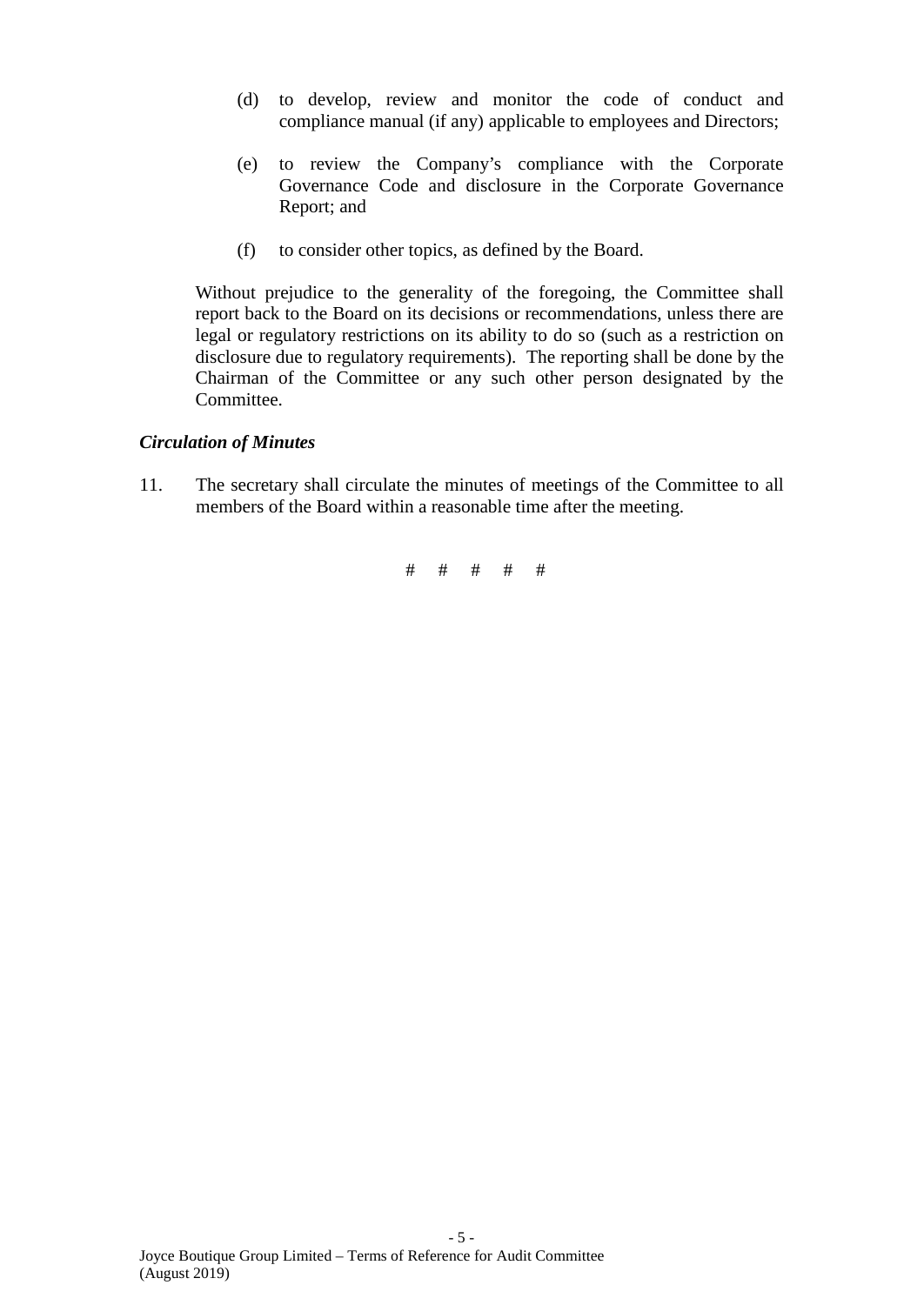(d) to develop, review and monitor the code of conduct and compliance manual (if any) applicable to employees and Directors;

(e) to review the Company's compliance with the Corporate Governance Code and disclosure in the Corporate Governance Report; and

(f) to consider other topics, as defined by the Board.

Without prejudice to the generality of the foregoing, the Committee shall report back to the Board on its decisions or recommendations, unless there are legal or regulatory restrictions on its ability to do so (such as a restriction on disclosure due to regulatory requirements). The reporting shall be done by the Chairman of the Committee or any such other person designated by the Committee.

***Circulation of Minutes***

11. The secretary shall circulate the minutes of meetings of the Committee to all members of the Board within a reasonable time after the meeting.

\# # # # #